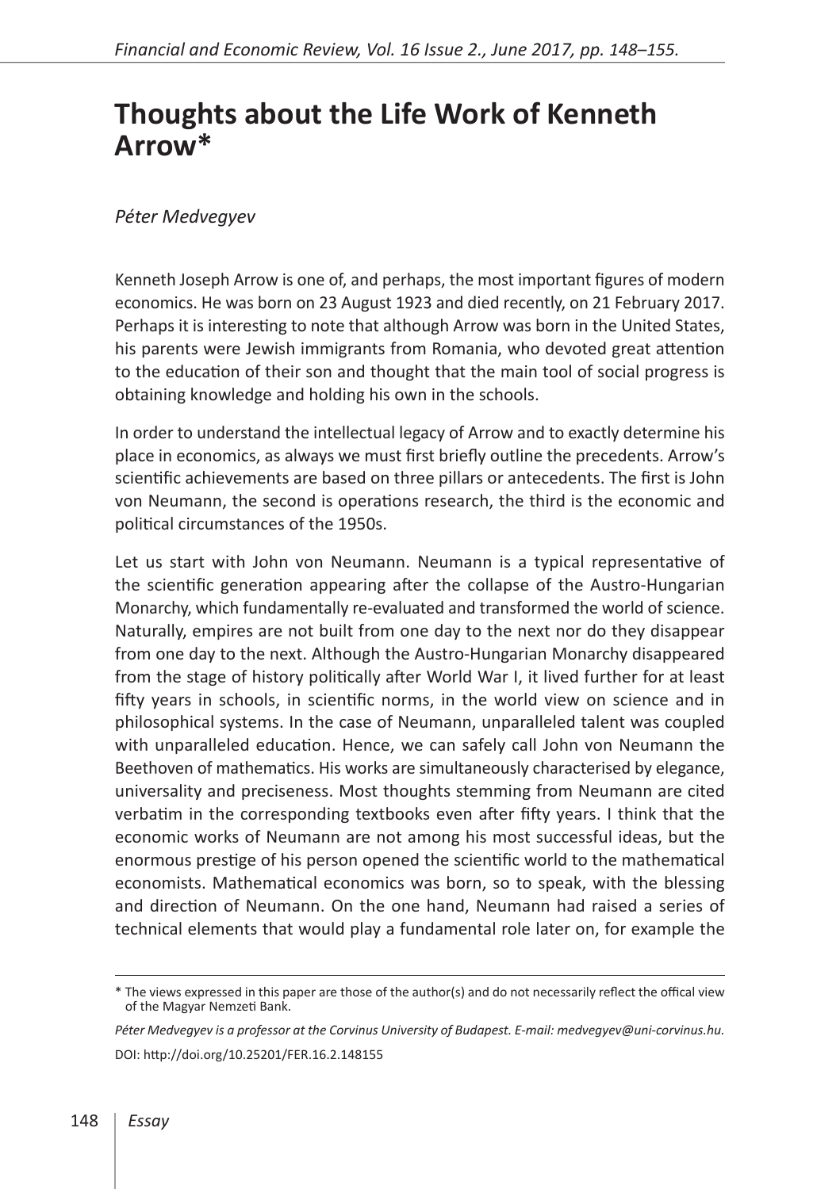# Thoughts about the Life Work of Kenneth Arrow*

*Péter Medvegyev*

Kenneth Joseph Arrow is one of, and perhaps, the most important figures of modern economics. He was born on 23 August 1923 and died recently, on 21 February 2017. Perhaps it is interesting to note that although Arrow was born in the United States, his parents were Jewish immigrants from Romania, who devoted great attention to the education of their son and thought that the main tool of social progress is obtaining knowledge and holding his own in the schools.

In order to understand the intellectual legacy of Arrow and to exactly determine his place in economics, as always we must first briefly outline the precedents. Arrow's scientific achievements are based on three pillars or antecedents. The first is John von Neumann, the second is operations research, the third is the economic and political circumstances of the 1950s.

Let us start with John von Neumann. Neumann is a typical representative of the scientific generation appearing after the collapse of the Austro-Hungarian Monarchy, which fundamentally re-evaluated and transformed the world of science. Naturally, empires are not built from one day to the next nor do they disappear from one day to the next. Although the Austro-Hungarian Monarchy disappeared from the stage of history politically after World War I, it lived further for at least fifty years in schools, in scientific norms, in the world view on science and in philosophical systems. In the case of Neumann, unparalleled talent was coupled with unparalleled education. Hence, we can safely call John von Neumann the Beethoven of mathematics. His works are simultaneously characterised by elegance, universality and preciseness. Most thoughts stemming from Neumann are cited verbatim in the corresponding textbooks even after fifty years. I think that the economic works of Neumann are not among his most successful ideas, but the enormous prestige of his person opened the scientific world to the mathematical economists. Mathematical economics was born, so to speak, with the blessing and direction of Neumann. On the one hand, Neumann had raised a series of technical elements that would play a fundamental role later on, for example the

---

\* The views expressed in this paper are those of the author(s) and do not necessarily reflect the offical view of the Magyar Nemzeti Bank.

*Péter Medvegyev is a professor at the Corvinus University of Budapest. E-mail: medvegyev@uni-corvinus.hu.*

DOI: http://doi.org/10.25201/FER.16.2.148155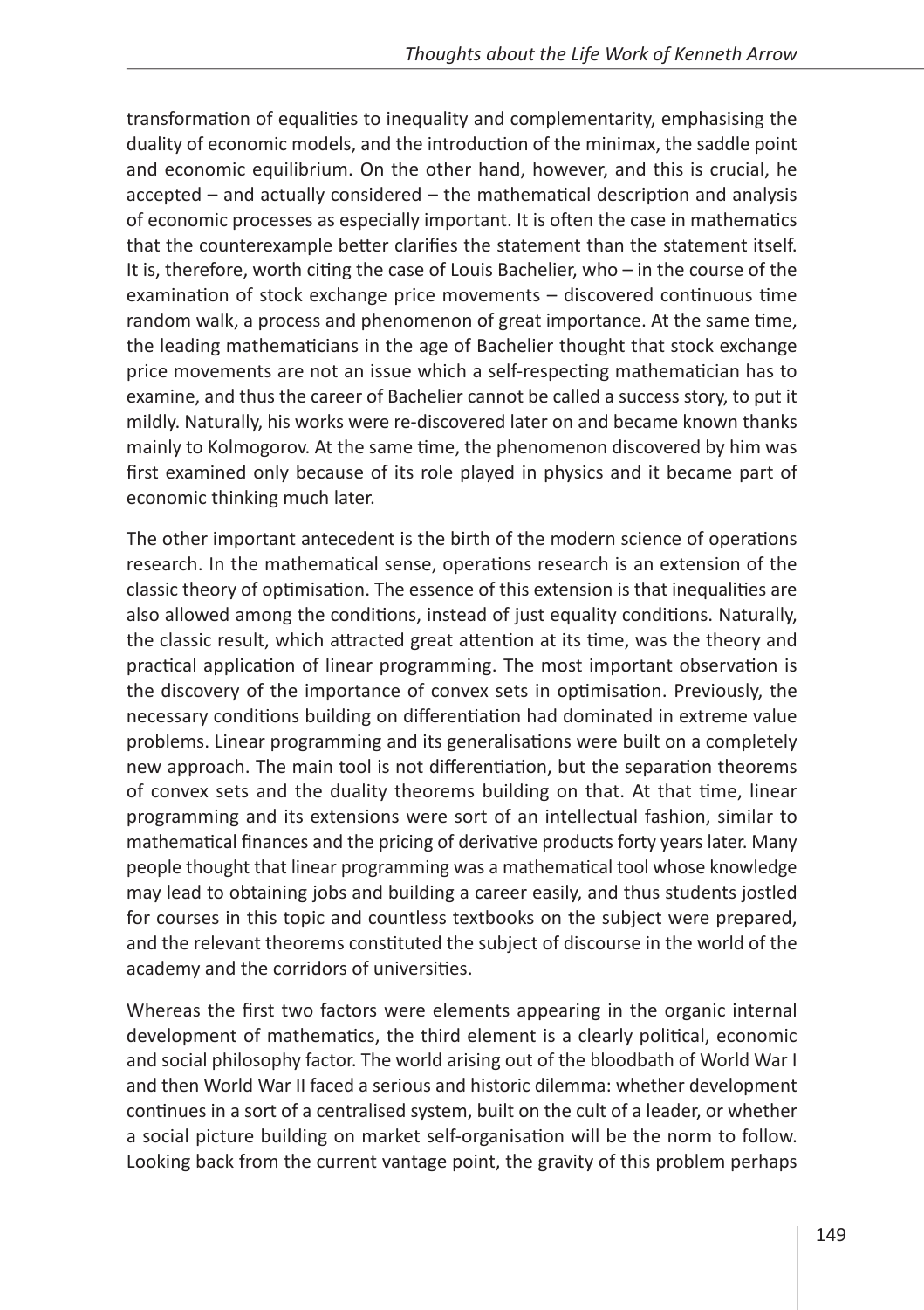transformation of equalities to inequality and complementarity, emphasising the duality of economic models, and the introduction of the minimax, the saddle point and economic equilibrium. On the other hand, however, and this is crucial, he accepted – and actually considered – the mathematical description and analysis of economic processes as especially important. It is often the case in mathematics that the counterexample better clarifies the statement than the statement itself. It is, therefore, worth citing the case of Louis Bachelier, who – in the course of the examination of stock exchange price movements – discovered continuous time random walk, a process and phenomenon of great importance. At the same time, the leading mathematicians in the age of Bachelier thought that stock exchange price movements are not an issue which a self-respecting mathematician has to examine, and thus the career of Bachelier cannot be called a success story, to put it mildly. Naturally, his works were re-discovered later on and became known thanks mainly to Kolmogorov. At the same time, the phenomenon discovered by him was first examined only because of its role played in physics and it became part of economic thinking much later.

The other important antecedent is the birth of the modern science of operations research. In the mathematical sense, operations research is an extension of the classic theory of optimisation. The essence of this extension is that inequalities are also allowed among the conditions, instead of just equality conditions. Naturally, the classic result, which attracted great attention at its time, was the theory and practical application of linear programming. The most important observation is the discovery of the importance of convex sets in optimisation. Previously, the necessary conditions building on differentiation had dominated in extreme value problems. Linear programming and its generalisations were built on a completely new approach. The main tool is not differentiation, but the separation theorems of convex sets and the duality theorems building on that. At that time, linear programming and its extensions were sort of an intellectual fashion, similar to mathematical finances and the pricing of derivative products forty years later. Many people thought that linear programming was a mathematical tool whose knowledge may lead to obtaining jobs and building a career easily, and thus students jostled for courses in this topic and countless textbooks on the subject were prepared, and the relevant theorems constituted the subject of discourse in the world of the academy and the corridors of universities.

Whereas the first two factors were elements appearing in the organic internal development of mathematics, the third element is a clearly political, economic and social philosophy factor. The world arising out of the bloodbath of World War I and then World War II faced a serious and historic dilemma: whether development continues in a sort of a centralised system, built on the cult of a leader, or whether a social picture building on market self-organisation will be the norm to follow. Looking back from the current vantage point, the gravity of this problem perhaps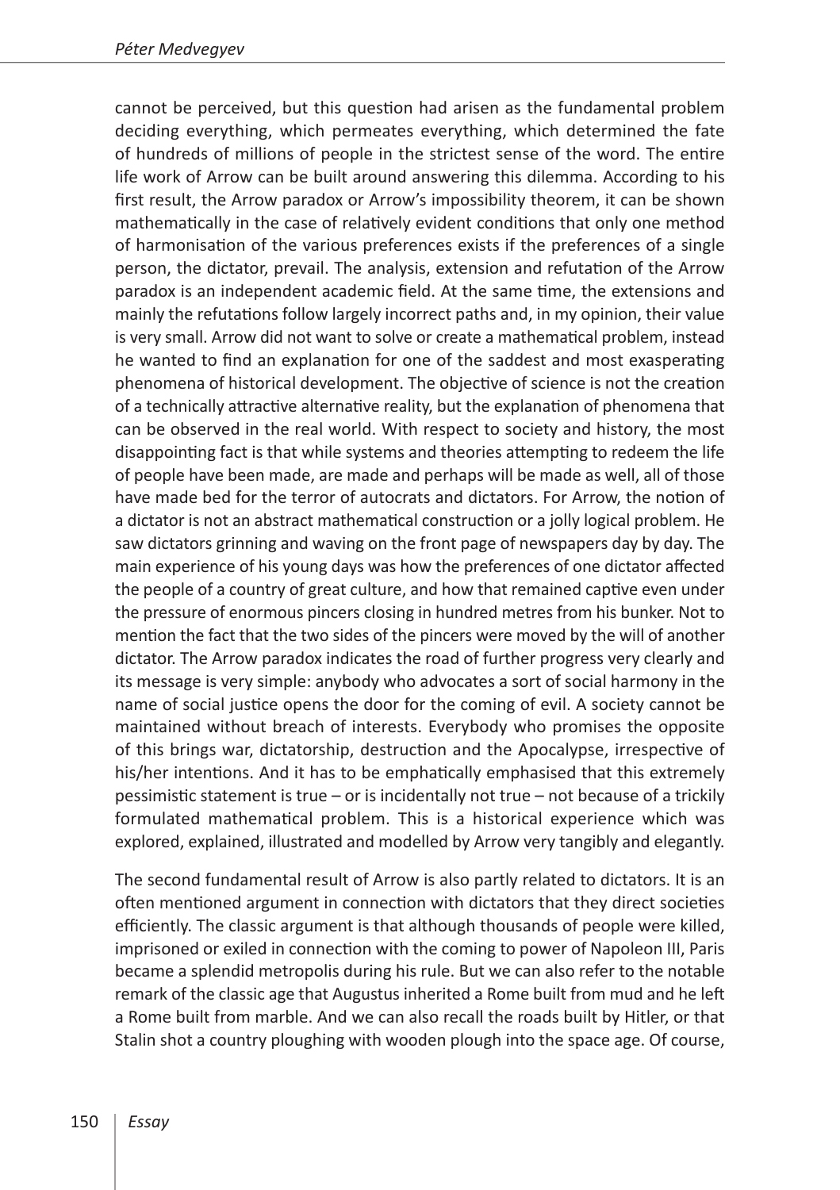cannot be perceived, but this question had arisen as the fundamental problem deciding everything, which permeates everything, which determined the fate of hundreds of millions of people in the strictest sense of the word. The entire life work of Arrow can be built around answering this dilemma. According to his first result, the Arrow paradox or Arrow's impossibility theorem, it can be shown mathematically in the case of relatively evident conditions that only one method of harmonisation of the various preferences exists if the preferences of a single person, the dictator, prevail. The analysis, extension and refutation of the Arrow paradox is an independent academic field. At the same time, the extensions and mainly the refutations follow largely incorrect paths and, in my opinion, their value is very small. Arrow did not want to solve or create a mathematical problem, instead he wanted to find an explanation for one of the saddest and most exasperating phenomena of historical development. The objective of science is not the creation of a technically attractive alternative reality, but the explanation of phenomena that can be observed in the real world. With respect to society and history, the most disappointing fact is that while systems and theories attempting to redeem the life of people have been made, are made and perhaps will be made as well, all of those have made bed for the terror of autocrats and dictators. For Arrow, the notion of a dictator is not an abstract mathematical construction or a jolly logical problem. He saw dictators grinning and waving on the front page of newspapers day by day. The main experience of his young days was how the preferences of one dictator affected the people of a country of great culture, and how that remained captive even under the pressure of enormous pincers closing in hundred metres from his bunker. Not to mention the fact that the two sides of the pincers were moved by the will of another dictator. The Arrow paradox indicates the road of further progress very clearly and its message is very simple: anybody who advocates a sort of social harmony in the name of social justice opens the door for the coming of evil. A society cannot be maintained without breach of interests. Everybody who promises the opposite of this brings war, dictatorship, destruction and the Apocalypse, irrespective of his/her intentions. And it has to be emphatically emphasised that this extremely pessimistic statement is true – or is incidentally not true – not because of a trickily formulated mathematical problem. This is a historical experience which was explored, explained, illustrated and modelled by Arrow very tangibly and elegantly.

The second fundamental result of Arrow is also partly related to dictators. It is an often mentioned argument in connection with dictators that they direct societies efficiently. The classic argument is that although thousands of people were killed, imprisoned or exiled in connection with the coming to power of Napoleon III, Paris became a splendid metropolis during his rule. But we can also refer to the notable remark of the classic age that Augustus inherited a Rome built from mud and he left a Rome built from marble. And we can also recall the roads built by Hitler, or that Stalin shot a country ploughing with wooden plough into the space age. Of course,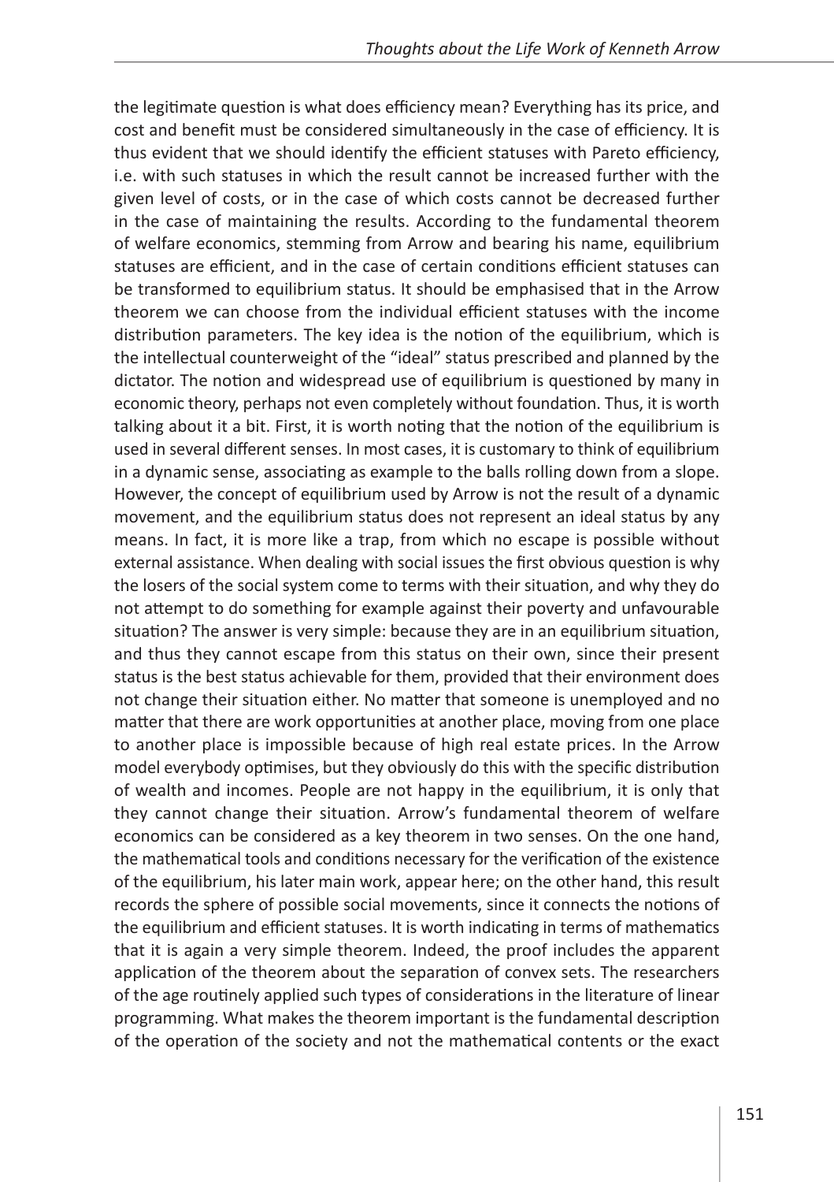the legitimate question is what does efficiency mean? Everything has its price, and cost and benefit must be considered simultaneously in the case of efficiency. It is thus evident that we should identify the efficient statuses with Pareto efficiency, i.e. with such statuses in which the result cannot be increased further with the given level of costs, or in the case of which costs cannot be decreased further in the case of maintaining the results. According to the fundamental theorem of welfare economics, stemming from Arrow and bearing his name, equilibrium statuses are efficient, and in the case of certain conditions efficient statuses can be transformed to equilibrium status. It should be emphasised that in the Arrow theorem we can choose from the individual efficient statuses with the income distribution parameters. The key idea is the notion of the equilibrium, which is the intellectual counterweight of the "ideal" status prescribed and planned by the dictator. The notion and widespread use of equilibrium is questioned by many in economic theory, perhaps not even completely without foundation. Thus, it is worth talking about it a bit. First, it is worth noting that the notion of the equilibrium is used in several different senses. In most cases, it is customary to think of equilibrium in a dynamic sense, associating as example to the balls rolling down from a slope. However, the concept of equilibrium used by Arrow is not the result of a dynamic movement, and the equilibrium status does not represent an ideal status by any means. In fact, it is more like a trap, from which no escape is possible without external assistance. When dealing with social issues the first obvious question is why the losers of the social system come to terms with their situation, and why they do not attempt to do something for example against their poverty and unfavourable situation? The answer is very simple: because they are in an equilibrium situation, and thus they cannot escape from this status on their own, since their present status is the best status achievable for them, provided that their environment does not change their situation either. No matter that someone is unemployed and no matter that there are work opportunities at another place, moving from one place to another place is impossible because of high real estate prices. In the Arrow model everybody optimises, but they obviously do this with the specific distribution of wealth and incomes. People are not happy in the equilibrium, it is only that they cannot change their situation. Arrow's fundamental theorem of welfare economics can be considered as a key theorem in two senses. On the one hand, the mathematical tools and conditions necessary for the verification of the existence of the equilibrium, his later main work, appear here; on the other hand, this result records the sphere of possible social movements, since it connects the notions of the equilibrium and efficient statuses. It is worth indicating in terms of mathematics that it is again a very simple theorem. Indeed, the proof includes the apparent application of the theorem about the separation of convex sets. The researchers of the age routinely applied such types of considerations in the literature of linear programming. What makes the theorem important is the fundamental description of the operation of the society and not the mathematical contents or the exact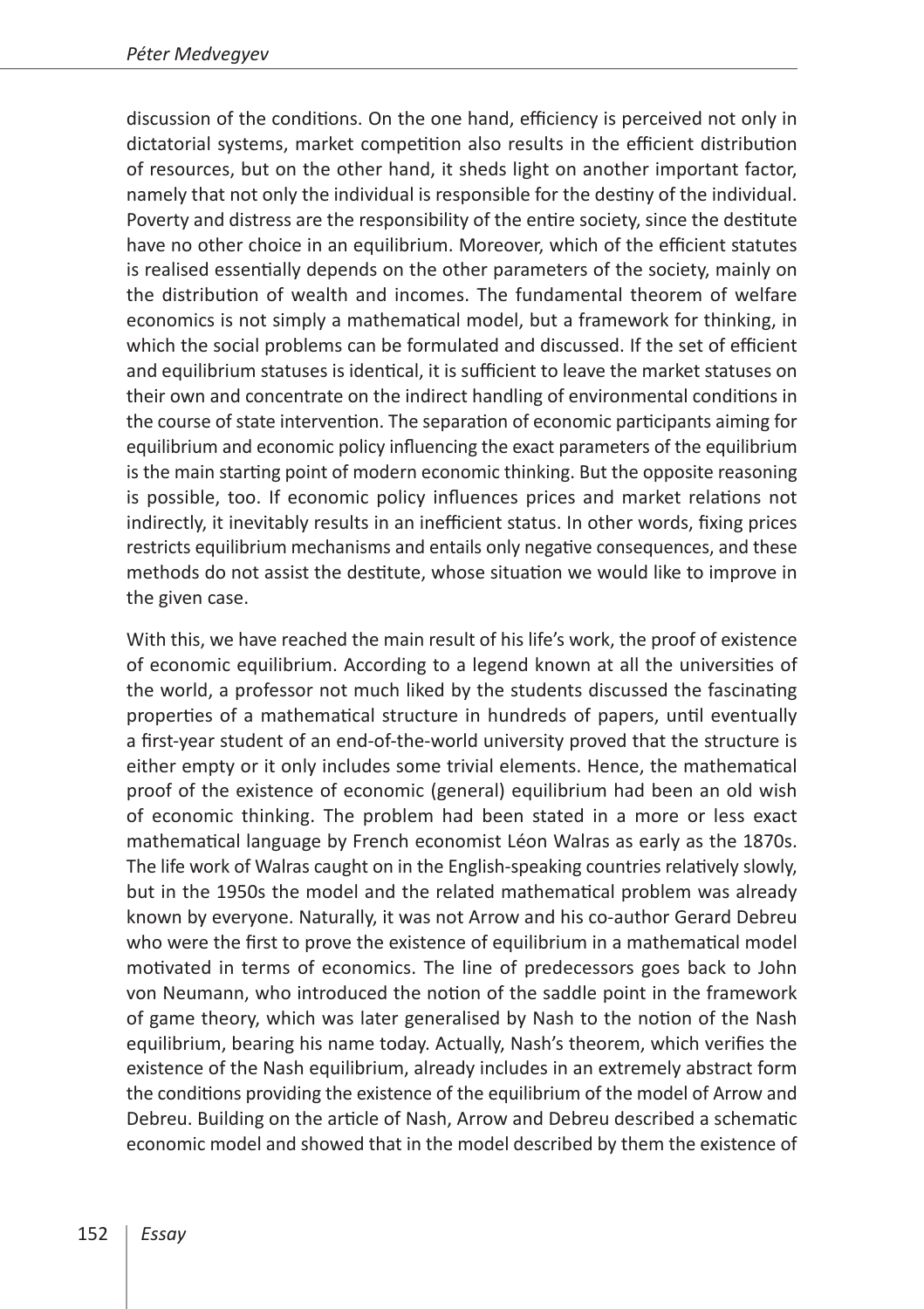discussion of the conditions. On the one hand, efficiency is perceived not only in dictatorial systems, market competition also results in the efficient distribution of resources, but on the other hand, it sheds light on another important factor, namely that not only the individual is responsible for the destiny of the individual. Poverty and distress are the responsibility of the entire society, since the destitute have no other choice in an equilibrium. Moreover, which of the efficient statutes is realised essentially depends on the other parameters of the society, mainly on the distribution of wealth and incomes. The fundamental theorem of welfare economics is not simply a mathematical model, but a framework for thinking, in which the social problems can be formulated and discussed. If the set of efficient and equilibrium statuses is identical, it is sufficient to leave the market statuses on their own and concentrate on the indirect handling of environmental conditions in the course of state intervention. The separation of economic participants aiming for equilibrium and economic policy influencing the exact parameters of the equilibrium is the main starting point of modern economic thinking. But the opposite reasoning is possible, too. If economic policy influences prices and market relations not indirectly, it inevitably results in an inefficient status. In other words, fixing prices restricts equilibrium mechanisms and entails only negative consequences, and these methods do not assist the destitute, whose situation we would like to improve in the given case.

With this, we have reached the main result of his life's work, the proof of existence of economic equilibrium. According to a legend known at all the universities of the world, a professor not much liked by the students discussed the fascinating properties of a mathematical structure in hundreds of papers, until eventually a first-year student of an end-of-the-world university proved that the structure is either empty or it only includes some trivial elements. Hence, the mathematical proof of the existence of economic (general) equilibrium had been an old wish of economic thinking. The problem had been stated in a more or less exact mathematical language by French economist Léon Walras as early as the 1870s. The life work of Walras caught on in the English-speaking countries relatively slowly, but in the 1950s the model and the related mathematical problem was already known by everyone. Naturally, it was not Arrow and his co-author Gerard Debreu who were the first to prove the existence of equilibrium in a mathematical model motivated in terms of economics. The line of predecessors goes back to John von Neumann, who introduced the notion of the saddle point in the framework of game theory, which was later generalised by Nash to the notion of the Nash equilibrium, bearing his name today. Actually, Nash's theorem, which verifies the existence of the Nash equilibrium, already includes in an extremely abstract form the conditions providing the existence of the equilibrium of the model of Arrow and Debreu. Building on the article of Nash, Arrow and Debreu described a schematic economic model and showed that in the model described by them the existence of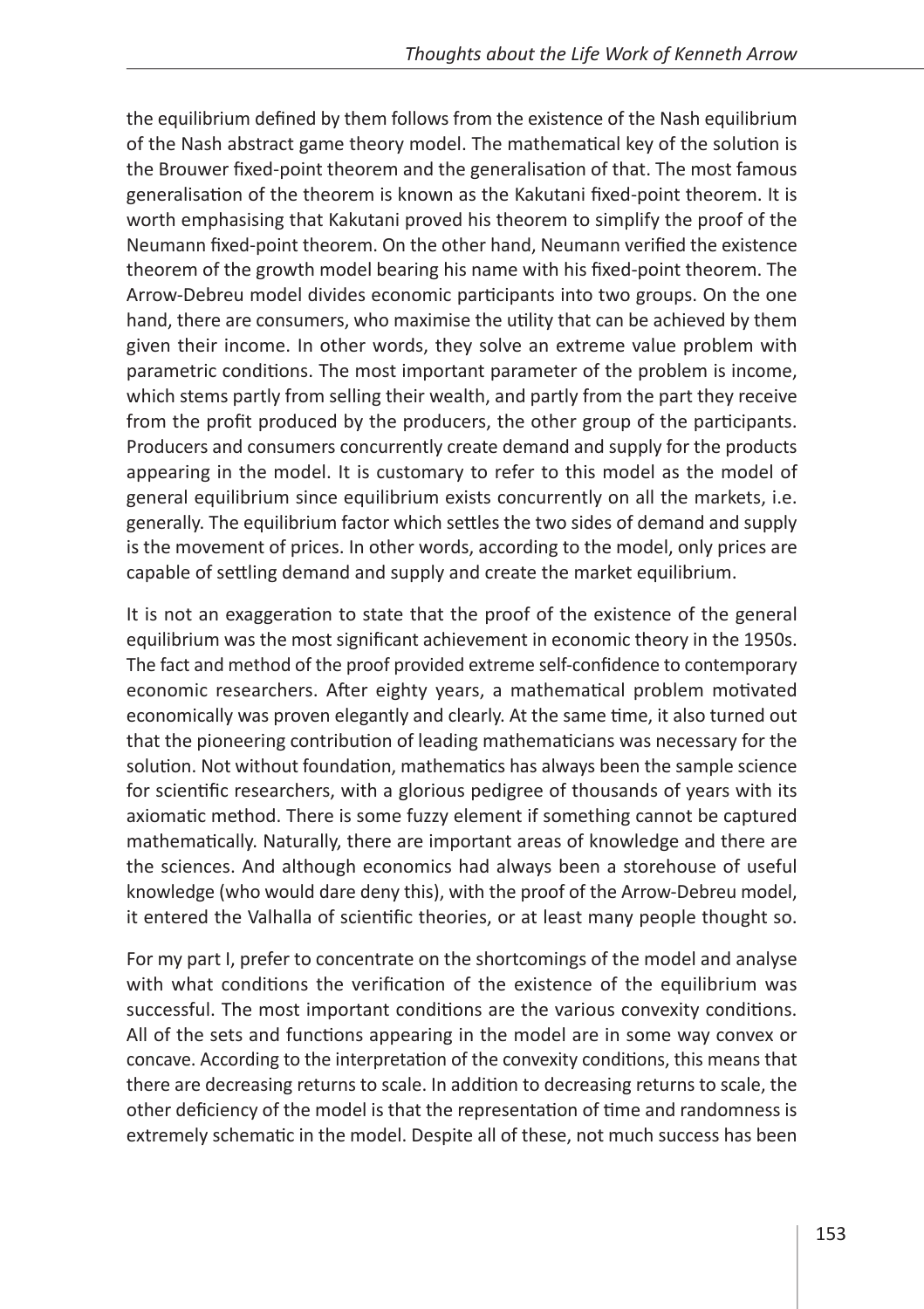the equilibrium defined by them follows from the existence of the Nash equilibrium of the Nash abstract game theory model. The mathematical key of the solution is the Brouwer fixed-point theorem and the generalisation of that. The most famous generalisation of the theorem is known as the Kakutani fixed-point theorem. It is worth emphasising that Kakutani proved his theorem to simplify the proof of the Neumann fixed-point theorem. On the other hand, Neumann verified the existence theorem of the growth model bearing his name with his fixed-point theorem. The Arrow-Debreu model divides economic participants into two groups. On the one hand, there are consumers, who maximise the utility that can be achieved by them given their income. In other words, they solve an extreme value problem with parametric conditions. The most important parameter of the problem is income, which stems partly from selling their wealth, and partly from the part they receive from the profit produced by the producers, the other group of the participants. Producers and consumers concurrently create demand and supply for the products appearing in the model. It is customary to refer to this model as the model of general equilibrium since equilibrium exists concurrently on all the markets, i.e. generally. The equilibrium factor which settles the two sides of demand and supply is the movement of prices. In other words, according to the model, only prices are capable of settling demand and supply and create the market equilibrium.

It is not an exaggeration to state that the proof of the existence of the general equilibrium was the most significant achievement in economic theory in the 1950s. The fact and method of the proof provided extreme self-confidence to contemporary economic researchers. After eighty years, a mathematical problem motivated economically was proven elegantly and clearly. At the same time, it also turned out that the pioneering contribution of leading mathematicians was necessary for the solution. Not without foundation, mathematics has always been the sample science for scientific researchers, with a glorious pedigree of thousands of years with its axiomatic method. There is some fuzzy element if something cannot be captured mathematically. Naturally, there are important areas of knowledge and there are the sciences. And although economics had always been a storehouse of useful knowledge (who would dare deny this), with the proof of the Arrow-Debreu model, it entered the Valhalla of scientific theories, or at least many people thought so.

For my part I, prefer to concentrate on the shortcomings of the model and analyse with what conditions the verification of the existence of the equilibrium was successful. The most important conditions are the various convexity conditions. All of the sets and functions appearing in the model are in some way convex or concave. According to the interpretation of the convexity conditions, this means that there are decreasing returns to scale. In addition to decreasing returns to scale, the other deficiency of the model is that the representation of time and randomness is extremely schematic in the model. Despite all of these, not much success has been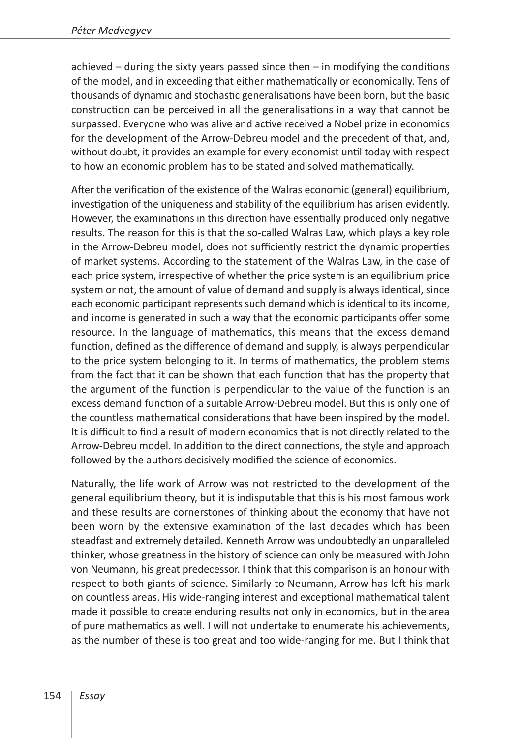achieved – during the sixty years passed since then – in modifying the conditions of the model, and in exceeding that either mathematically or economically. Tens of thousands of dynamic and stochastic generalisations have been born, but the basic construction can be perceived in all the generalisations in a way that cannot be surpassed. Everyone who was alive and active received a Nobel prize in economics for the development of the Arrow-Debreu model and the precedent of that, and, without doubt, it provides an example for every economist until today with respect to how an economic problem has to be stated and solved mathematically.

After the verification of the existence of the Walras economic (general) equilibrium, investigation of the uniqueness and stability of the equilibrium has arisen evidently. However, the examinations in this direction have essentially produced only negative results. The reason for this is that the so-called Walras Law, which plays a key role in the Arrow-Debreu model, does not sufficiently restrict the dynamic properties of market systems. According to the statement of the Walras Law, in the case of each price system, irrespective of whether the price system is an equilibrium price system or not, the amount of value of demand and supply is always identical, since each economic participant represents such demand which is identical to its income, and income is generated in such a way that the economic participants offer some resource. In the language of mathematics, this means that the excess demand function, defined as the difference of demand and supply, is always perpendicular to the price system belonging to it. In terms of mathematics, the problem stems from the fact that it can be shown that each function that has the property that the argument of the function is perpendicular to the value of the function is an excess demand function of a suitable Arrow-Debreu model. But this is only one of the countless mathematical considerations that have been inspired by the model. It is difficult to find a result of modern economics that is not directly related to the Arrow-Debreu model. In addition to the direct connections, the style and approach followed by the authors decisively modified the science of economics.

Naturally, the life work of Arrow was not restricted to the development of the general equilibrium theory, but it is indisputable that this is his most famous work and these results are cornerstones of thinking about the economy that have not been worn by the extensive examination of the last decades which has been steadfast and extremely detailed. Kenneth Arrow was undoubtedly an unparalleled thinker, whose greatness in the history of science can only be measured with John von Neumann, his great predecessor. I think that this comparison is an honour with respect to both giants of science. Similarly to Neumann, Arrow has left his mark on countless areas. His wide-ranging interest and exceptional mathematical talent made it possible to create enduring results not only in economics, but in the area of pure mathematics as well. I will not undertake to enumerate his achievements, as the number of these is too great and too wide-ranging for me. But I think that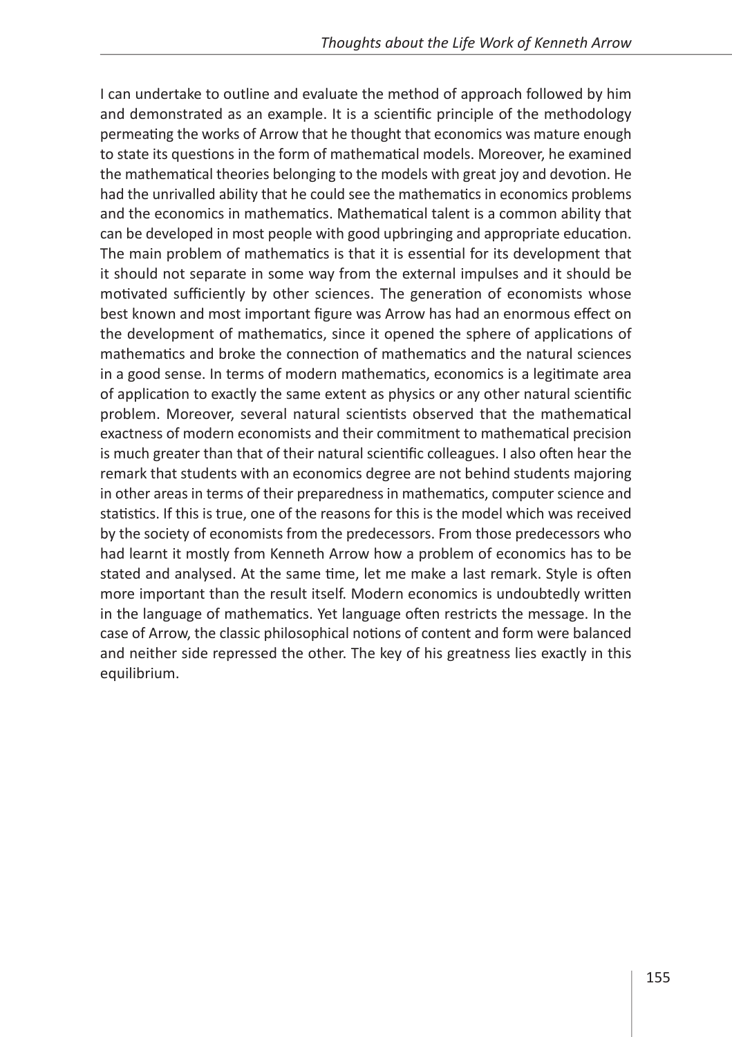I can undertake to outline and evaluate the method of approach followed by him and demonstrated as an example. It is a scientific principle of the methodology permeating the works of Arrow that he thought that economics was mature enough to state its questions in the form of mathematical models. Moreover, he examined the mathematical theories belonging to the models with great joy and devotion. He had the unrivalled ability that he could see the mathematics in economics problems and the economics in mathematics. Mathematical talent is a common ability that can be developed in most people with good upbringing and appropriate education. The main problem of mathematics is that it is essential for its development that it should not separate in some way from the external impulses and it should be motivated sufficiently by other sciences. The generation of economists whose best known and most important figure was Arrow has had an enormous effect on the development of mathematics, since it opened the sphere of applications of mathematics and broke the connection of mathematics and the natural sciences in a good sense. In terms of modern mathematics, economics is a legitimate area of application to exactly the same extent as physics or any other natural scientific problem. Moreover, several natural scientists observed that the mathematical exactness of modern economists and their commitment to mathematical precision is much greater than that of their natural scientific colleagues. I also often hear the remark that students with an economics degree are not behind students majoring in other areas in terms of their preparedness in mathematics, computer science and statistics. If this is true, one of the reasons for this is the model which was received by the society of economists from the predecessors. From those predecessors who had learnt it mostly from Kenneth Arrow how a problem of economics has to be stated and analysed. At the same time, let me make a last remark. Style is often more important than the result itself. Modern economics is undoubtedly written in the language of mathematics. Yet language often restricts the message. In the case of Arrow, the classic philosophical notions of content and form were balanced and neither side repressed the other. The key of his greatness lies exactly in this equilibrium.